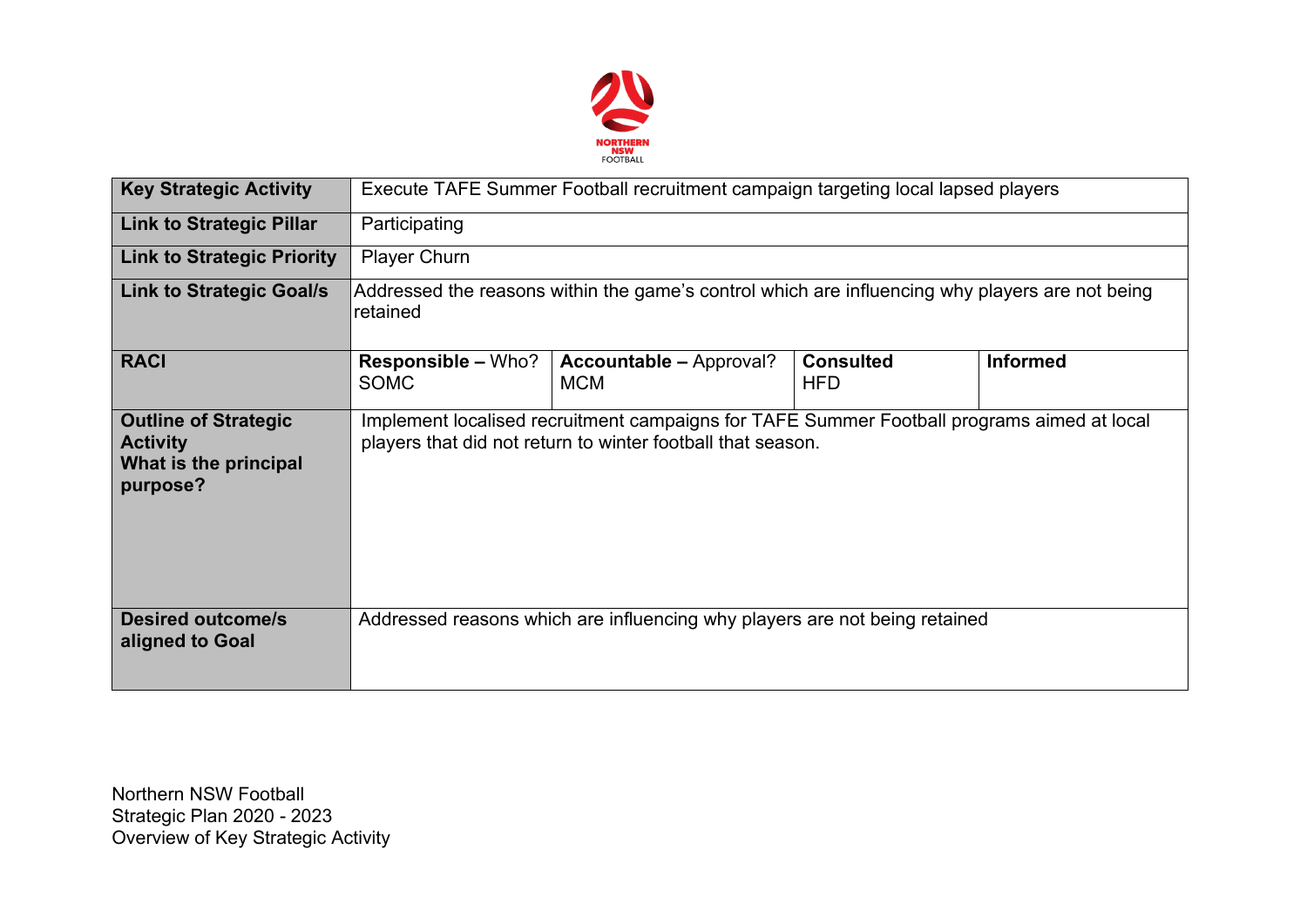NORTHERN NSW FOOTBALL

| Key Strategic Activity | Execute TAFE Summer Football recruitment campaign targeting local lapsed players | | | |
|---|---|---|---|---|
| **Link to Strategic Pillar** | Participating | | | |
| **Link to Strategic Priority** | Player Churn | | | |
| **Link to Strategic Goal/s** | Addressed the reasons within the game's control which are influencing why players are not being retained | | | |
| **RACI** | **Responsible –** Who? SOMC | **Accountable –** Approval? MCM | **Consulted** HFD | **Informed** |
| **Outline of Strategic Activity What is the principal purpose?** | Implement localised recruitment campaigns for TAFE Summer Football programs aimed at local players that did not return to winter football that season. | | | |
| **Desired outcome/s aligned to Goal** | Addressed reasons which are influencing why players are not being retained | | | |

Northern NSW Football
Strategic Plan 2020 - 2023
Overview of Key Strategic Activity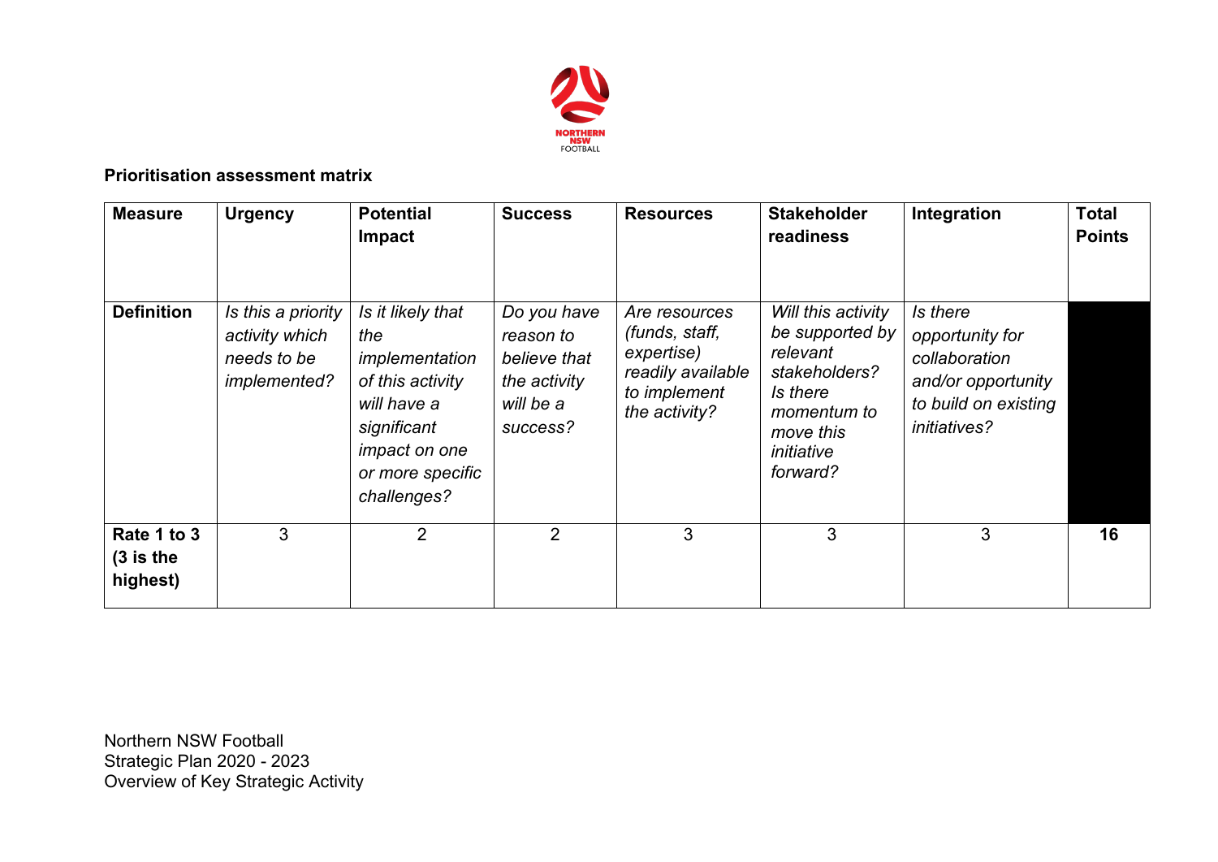**Prioritisation assessment matrix**

| Measure | Urgency | Potential Impact | Success | Resources | Stakeholder readiness | Integration | Total Points |
|---|---|---|---|---|---|---|---|
| **Definition** | *Is this a priority activity which needs to be implemented?* | *Is it likely that the implementation of this activity will have a significant impact on one or more specific challenges?* | *Do you have reason to believe that the activity will be a success?* | *Are resources (funds, staff, expertise) readily available to implement the activity?* | *Will this activity be supported by relevant stakeholders? Is there momentum to move this initiative forward?* | *Is there opportunity for collaboration and/or opportunity to build on existing initiatives?* | |
| **Rate 1 to 3 (3 is the highest)** | 3 | 2 | 2 | 3 | 3 | 3 | **16** |

Northern NSW Football
Strategic Plan 2020 - 2023
Overview of Key Strategic Activity